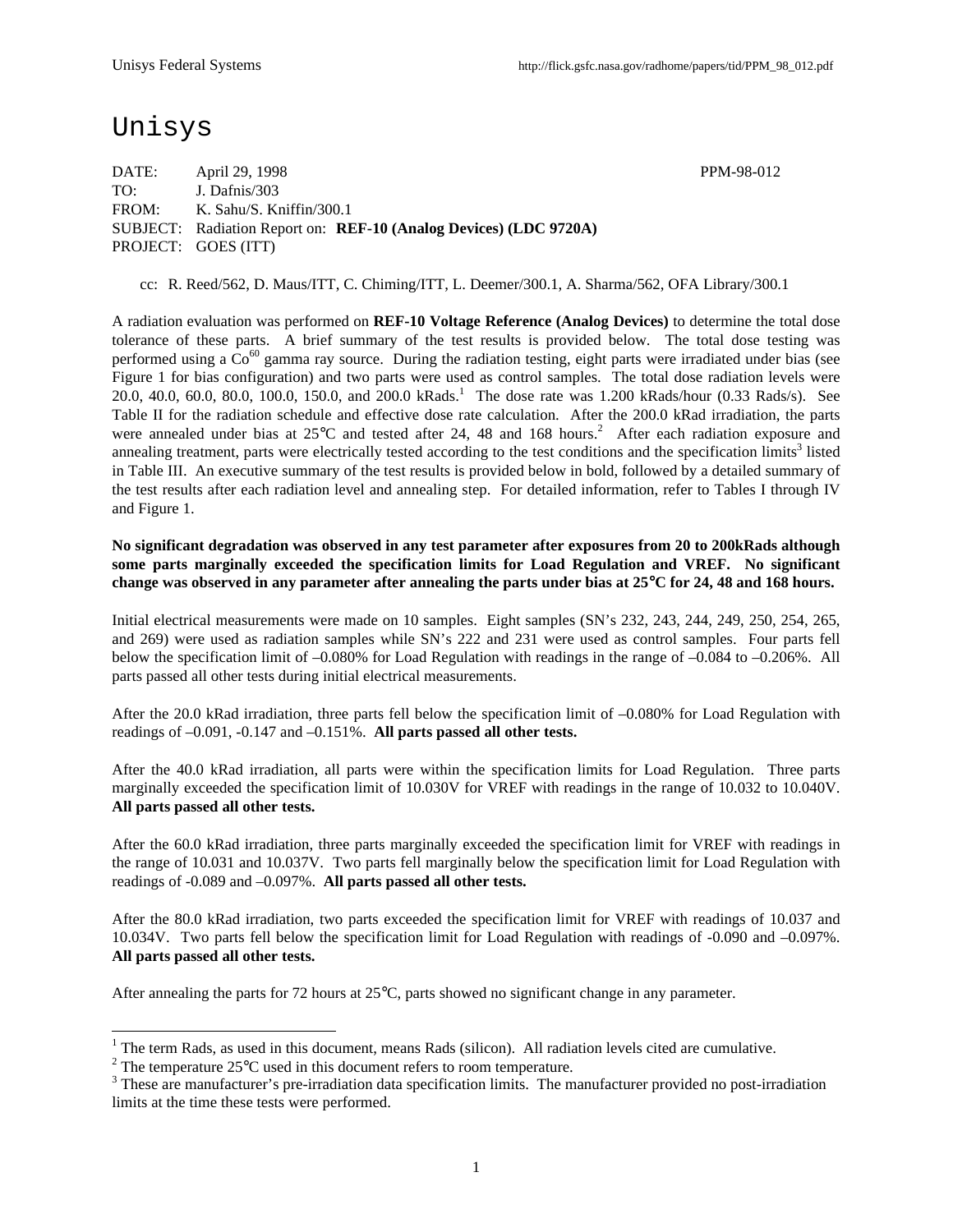# Unisys

DATE: April 29, 1998 PPM-98-012
TO: J. Dafnis/303
FROM: K. Sahu/S. Kniffin/300.1
SUBJECT: Radiation Report on: **REF-10 (Analog Devices) (LDC 9720A)**
PROJECT: GOES (ITT)

cc: R. Reed/562, D. Maus/ITT, C. Chiming/ITT, L. Deemer/300.1, A. Sharma/562, OFA Library/300.1

A radiation evaluation was performed on **REF-10 Voltage Reference (Analog Devices)** to determine the total dose tolerance of these parts. A brief summary of the test results is provided below. The total dose testing was performed using a $Co^{60}$ gamma ray source. During the radiation testing, eight parts were irradiated under bias (see Figure 1 for bias configuration) and two parts were used as control samples. The total dose radiation levels were 20.0, 40.0, 60.0, 80.0, 100.0, 150.0, and 200.0 kRads.[1] The dose rate was 1.200 kRads/hour (0.33 Rads/s). See Table II for the radiation schedule and effective dose rate calculation. After the 200.0 kRad irradiation, the parts were annealed under bias at 25°C and tested after 24, 48 and 168 hours.[2] After each radiation exposure and annealing treatment, parts were electrically tested according to the test conditions and the specification limits[3] listed in Table III. An executive summary of the test results is provided below in bold, followed by a detailed summary of the test results after each radiation level and annealing step. For detailed information, refer to Tables I through IV and Figure 1.

**No significant degradation was observed in any test parameter after exposures from 20 to 200kRads although some parts marginally exceeded the specification limits for Load Regulation and VREF. No significant change was observed in any parameter after annealing the parts under bias at 25°C for 24, 48 and 168 hours.**

Initial electrical measurements were made on 10 samples. Eight samples (SN's 232, 243, 244, 249, 250, 254, 265, and 269) were used as radiation samples while SN's 222 and 231 were used as control samples. Four parts fell below the specification limit of –0.080% for Load Regulation with readings in the range of –0.084 to –0.206%. All parts passed all other tests during initial electrical measurements.

After the 20.0 kRad irradiation, three parts fell below the specification limit of –0.080% for Load Regulation with readings of –0.091, -0.147 and –0.151%. **All parts passed all other tests.**

After the 40.0 kRad irradiation, all parts were within the specification limits for Load Regulation. Three parts marginally exceeded the specification limit of 10.030V for VREF with readings in the range of 10.032 to 10.040V. **All parts passed all other tests.**

After the 60.0 kRad irradiation, three parts marginally exceeded the specification limit for VREF with readings in the range of 10.031 and 10.037V. Two parts fell marginally below the specification limit for Load Regulation with readings of -0.089 and –0.097%. **All parts passed all other tests.**

After the 80.0 kRad irradiation, two parts exceeded the specification limit for VREF with readings of 10.037 and 10.034V. Two parts fell below the specification limit for Load Regulation with readings of -0.090 and –0.097%. **All parts passed all other tests.**

After annealing the parts for 72 hours at 25°C, parts showed no significant change in any parameter.

---

[1] The term Rads, as used in this document, means Rads (silicon). All radiation levels cited are cumulative.
[2] The temperature 25°C used in this document refers to room temperature.
[3] These are manufacturer's pre-irradiation data specification limits. The manufacturer provided no post-irradiation limits at the time these tests were performed.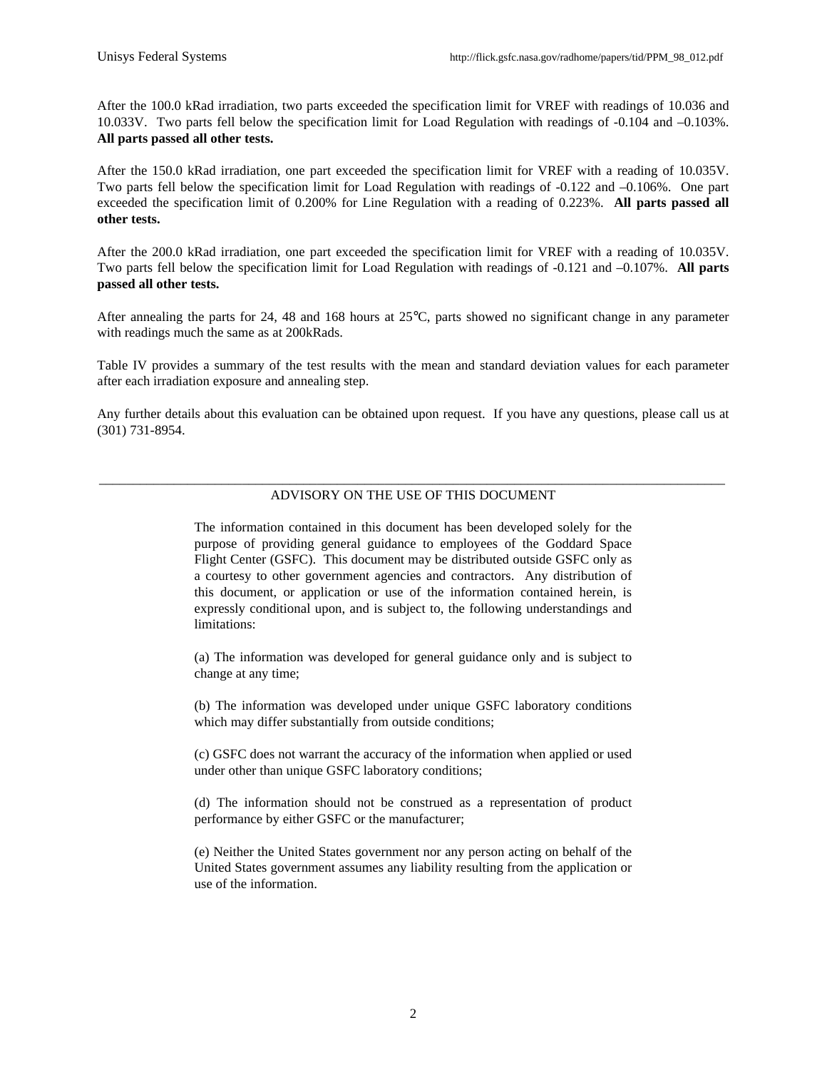After the 100.0 kRad irradiation, two parts exceeded the specification limit for VREF with readings of 10.036 and 10.033V. Two parts fell below the specification limit for Load Regulation with readings of -0.104 and –0.103%. **All parts passed all other tests.**

After the 150.0 kRad irradiation, one part exceeded the specification limit for VREF with a reading of 10.035V. Two parts fell below the specification limit for Load Regulation with readings of -0.122 and –0.106%. One part exceeded the specification limit of 0.200% for Line Regulation with a reading of 0.223%. **All parts passed all other tests.**

After the 200.0 kRad irradiation, one part exceeded the specification limit for VREF with a reading of 10.035V. Two parts fell below the specification limit for Load Regulation with readings of -0.121 and –0.107%. **All parts passed all other tests.**

After annealing the parts for 24, 48 and 168 hours at 25°C, parts showed no significant change in any parameter with readings much the same as at 200kRads.

Table IV provides a summary of the test results with the mean and standard deviation values for each parameter after each irradiation exposure and annealing step.

Any further details about this evaluation can be obtained upon request. If you have any questions, please call us at (301) 731-8954.

---

ADVISORY ON THE USE OF THIS DOCUMENT

The information contained in this document has been developed solely for the purpose of providing general guidance to employees of the Goddard Space Flight Center (GSFC). This document may be distributed outside GSFC only as a courtesy to other government agencies and contractors. Any distribution of this document, or application or use of the information contained herein, is expressly conditional upon, and is subject to, the following understandings and limitations:

(a) The information was developed for general guidance only and is subject to change at any time;

(b) The information was developed under unique GSFC laboratory conditions which may differ substantially from outside conditions;

(c) GSFC does not warrant the accuracy of the information when applied or used under other than unique GSFC laboratory conditions;

(d) The information should not be construed as a representation of product performance by either GSFC or the manufacturer;

(e) Neither the United States government nor any person acting on behalf of the United States government assumes any liability resulting from the application or use of the information.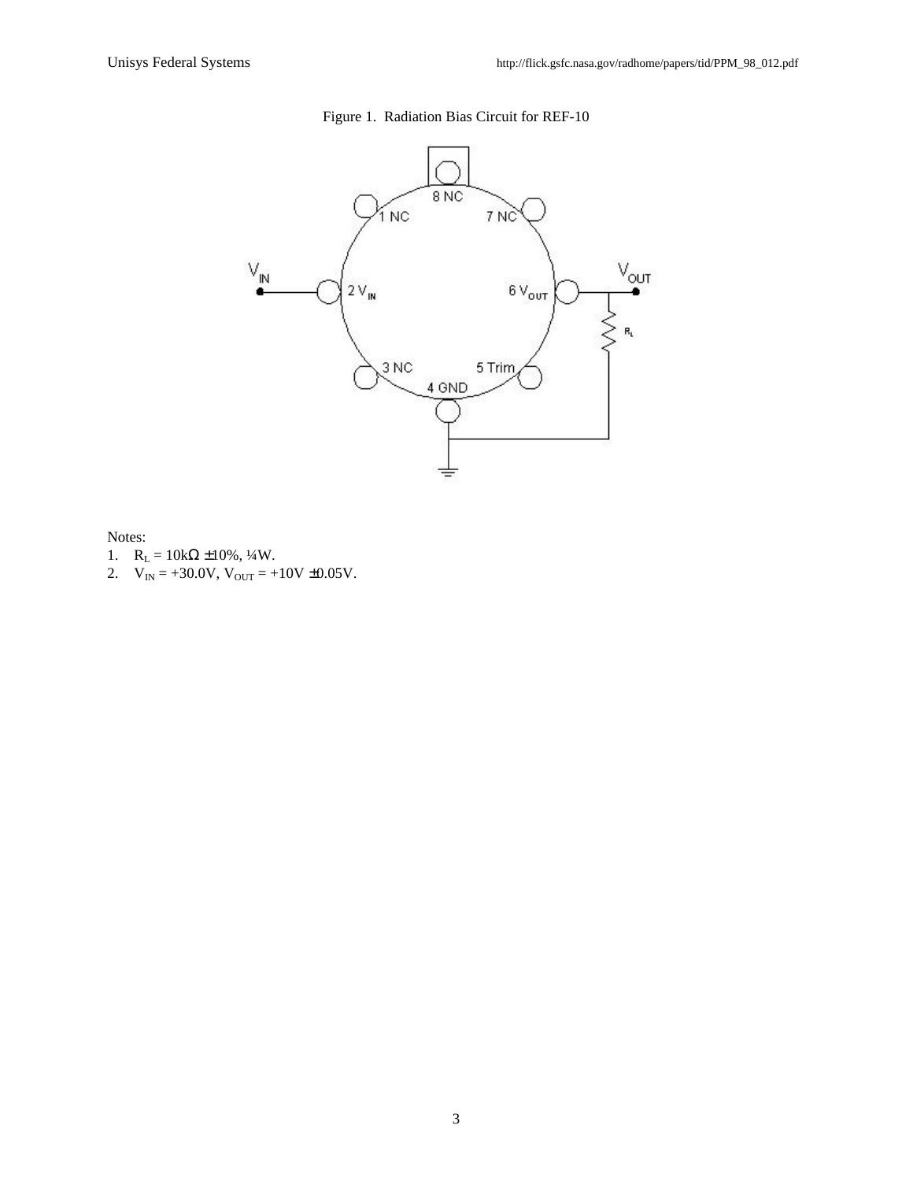Figure 1. Radiation Bias Circuit for REF-10

Notes:

1. $R_L$ = 10kΩ ±10%, ¼W.
2. $V_{IN}$ = +30.0V, $V_{OUT}$ = +10V ±0.05V.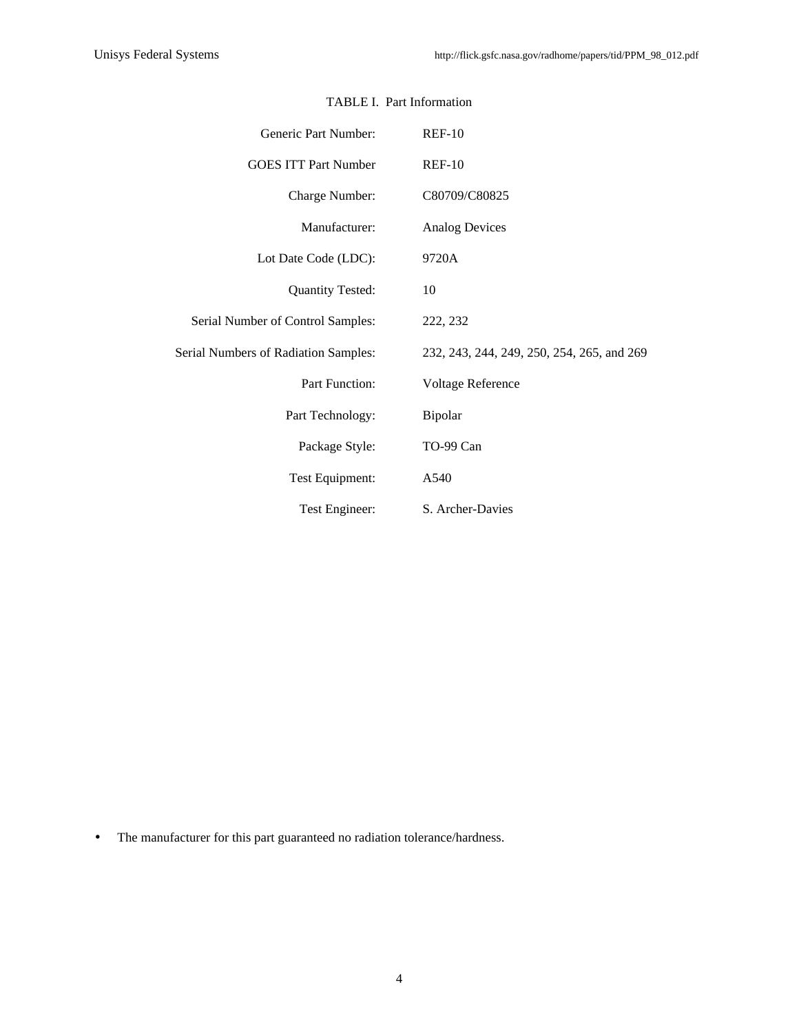TABLE I. Part Information

| | |
|---|---|
| Generic Part Number: | REF-10 |
| GOES ITT Part Number | REF-10 |
| Charge Number: | C80709/C80825 |
| Manufacturer: | Analog Devices |
| Lot Date Code (LDC): | 9720A |
| Quantity Tested: | 10 |
| Serial Number of Control Samples: | 222, 232 |
| Serial Numbers of Radiation Samples: | 232, 243, 244, 249, 250, 254, 265, and 269 |
| Part Function: | Voltage Reference |
| Part Technology: | Bipolar |
| Package Style: | TO-99 Can |
| Test Equipment: | A540 |
| Test Engineer: | S. Archer-Davies |

- The manufacturer for this part guaranteed no radiation tolerance/hardness.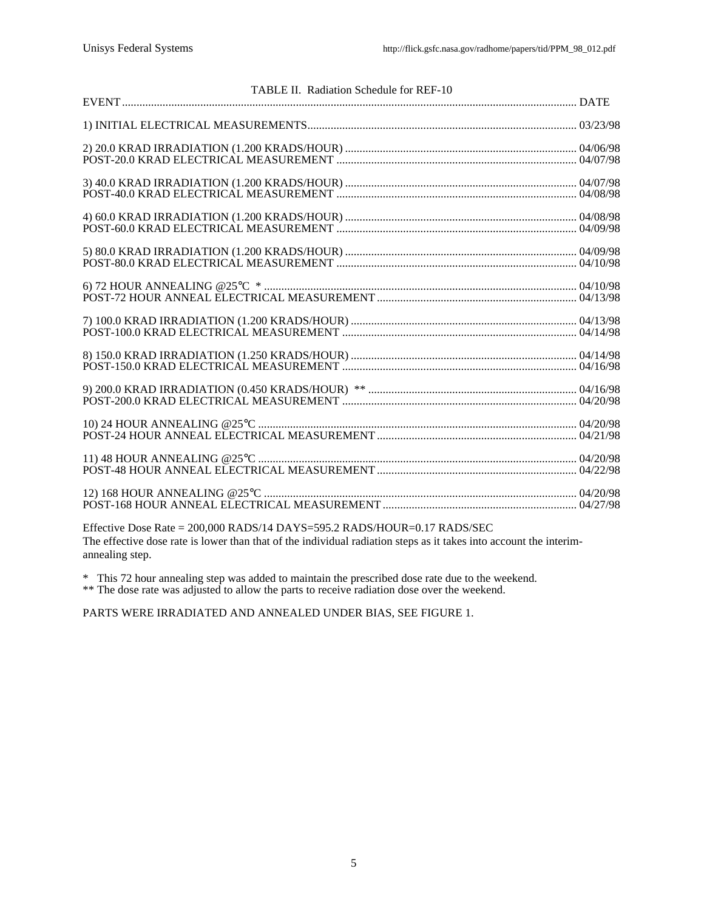TABLE II. Radiation Schedule for REF-10

| EVENT | DATE |
| --- | --- |
| 1) INITIAL ELECTRICAL MEASUREMENTS | 03/23/98 |
| 2) 20.0 KRAD IRRADIATION (1.200 KRADS/HOUR) | 04/06/98 |
| POST-20.0 KRAD ELECTRICAL MEASUREMENT | 04/07/98 |
| 3) 40.0 KRAD IRRADIATION (1.200 KRADS/HOUR) | 04/07/98 |
| POST-40.0 KRAD ELECTRICAL MEASUREMENT | 04/08/98 |
| 4) 60.0 KRAD IRRADIATION (1.200 KRADS/HOUR) | 04/08/98 |
| POST-60.0 KRAD ELECTRICAL MEASUREMENT | 04/09/98 |
| 5) 80.0 KRAD IRRADIATION (1.200 KRADS/HOUR) | 04/09/98 |
| POST-80.0 KRAD ELECTRICAL MEASUREMENT | 04/10/98 |
| 6) 72 HOUR ANNEALING @25°C * | 04/10/98 |
| POST-72 HOUR ANNEAL ELECTRICAL MEASUREMENT | 04/13/98 |
| 7) 100.0 KRAD IRRADIATION (1.200 KRADS/HOUR) | 04/13/98 |
| POST-100.0 KRAD ELECTRICAL MEASUREMENT | 04/14/98 |
| 8) 150.0 KRAD IRRADIATION (1.250 KRADS/HOUR) | 04/14/98 |
| POST-150.0 KRAD ELECTRICAL MEASUREMENT | 04/16/98 |
| 9) 200.0 KRAD IRRADIATION (0.450 KRADS/HOUR) ** | 04/16/98 |
| POST-200.0 KRAD ELECTRICAL MEASUREMENT | 04/20/98 |
| 10) 24 HOUR ANNEALING @25°C | 04/20/98 |
| POST-24 HOUR ANNEAL ELECTRICAL MEASUREMENT | 04/21/98 |
| 11) 48 HOUR ANNEALING @25°C | 04/20/98 |
| POST-48 HOUR ANNEAL ELECTRICAL MEASUREMENT | 04/22/98 |
| 12) 168 HOUR ANNEALING @25°C | 04/20/98 |
| POST-168 HOUR ANNEAL ELECTRICAL MEASUREMENT | 04/27/98 |

Effective Dose Rate = 200,000 RADS/14 DAYS=595.2 RADS/HOUR=0.17 RADS/SEC
The effective dose rate is lower than that of the individual radiation steps as it takes into account the interim-annealing step.

* This 72 hour annealing step was added to maintain the prescribed dose rate due to the weekend.
** The dose rate was adjusted to allow the parts to receive radiation dose over the weekend.

PARTS WERE IRRADIATED AND ANNEALED UNDER BIAS, SEE FIGURE 1.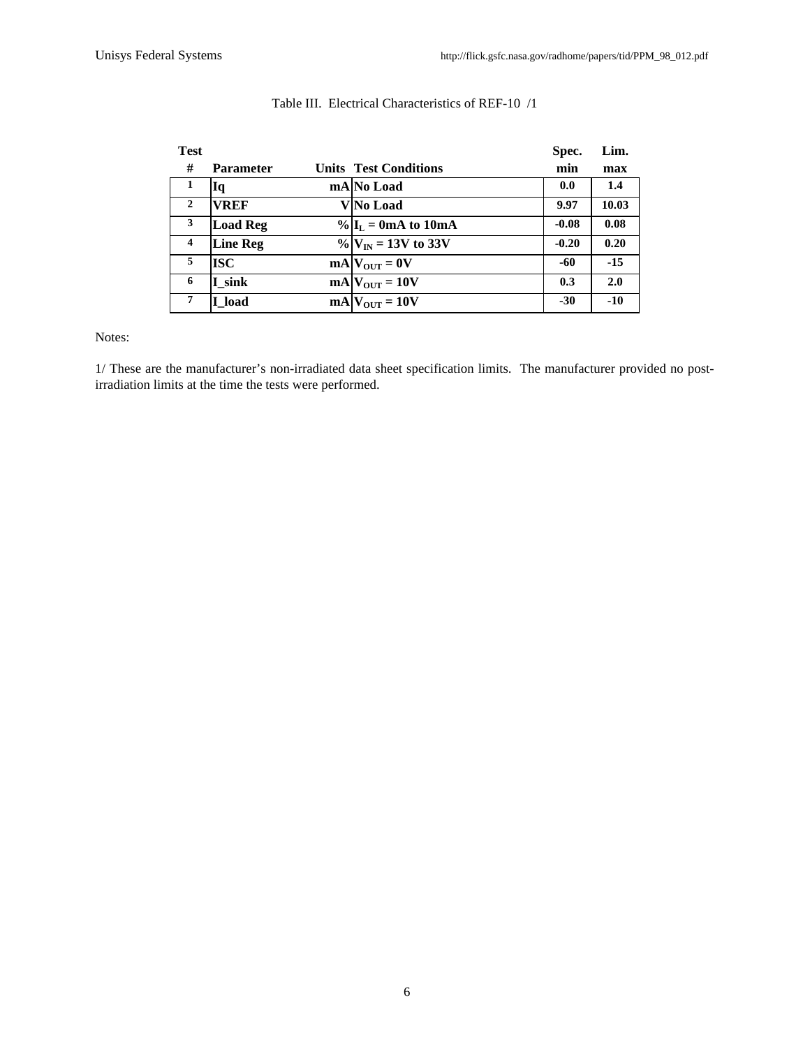Table III. Electrical Characteristics of REF-10 /1

| Test # | Parameter | Units | Test Conditions | Spec. min | Lim. max |
|---|---|---|---|---|---|
| 1 | Iq | mA | No Load | 0.0 | 1.4 |
| 2 | VREF | V | No Load | 9.97 | 10.03 |
| 3 | Load Reg | % | $I_L$ = 0mA to 10mA | -0.08 | 0.08 |
| 4 | Line Reg | % | $V_{IN}$ = 13V to 33V | -0.20 | 0.20 |
| 5 | ISC | mA | $V_{OUT}$ = 0V | -60 | -15 |
| 6 | I_sink | mA | $V_{OUT}$ = 10V | 0.3 | 2.0 |
| 7 | I_load | mA | $V_{OUT}$ = 10V | -30 | -10 |

Notes:

1/ These are the manufacturer's non-irradiated data sheet specification limits. The manufacturer provided no post-irradiation limits at the time the tests were performed.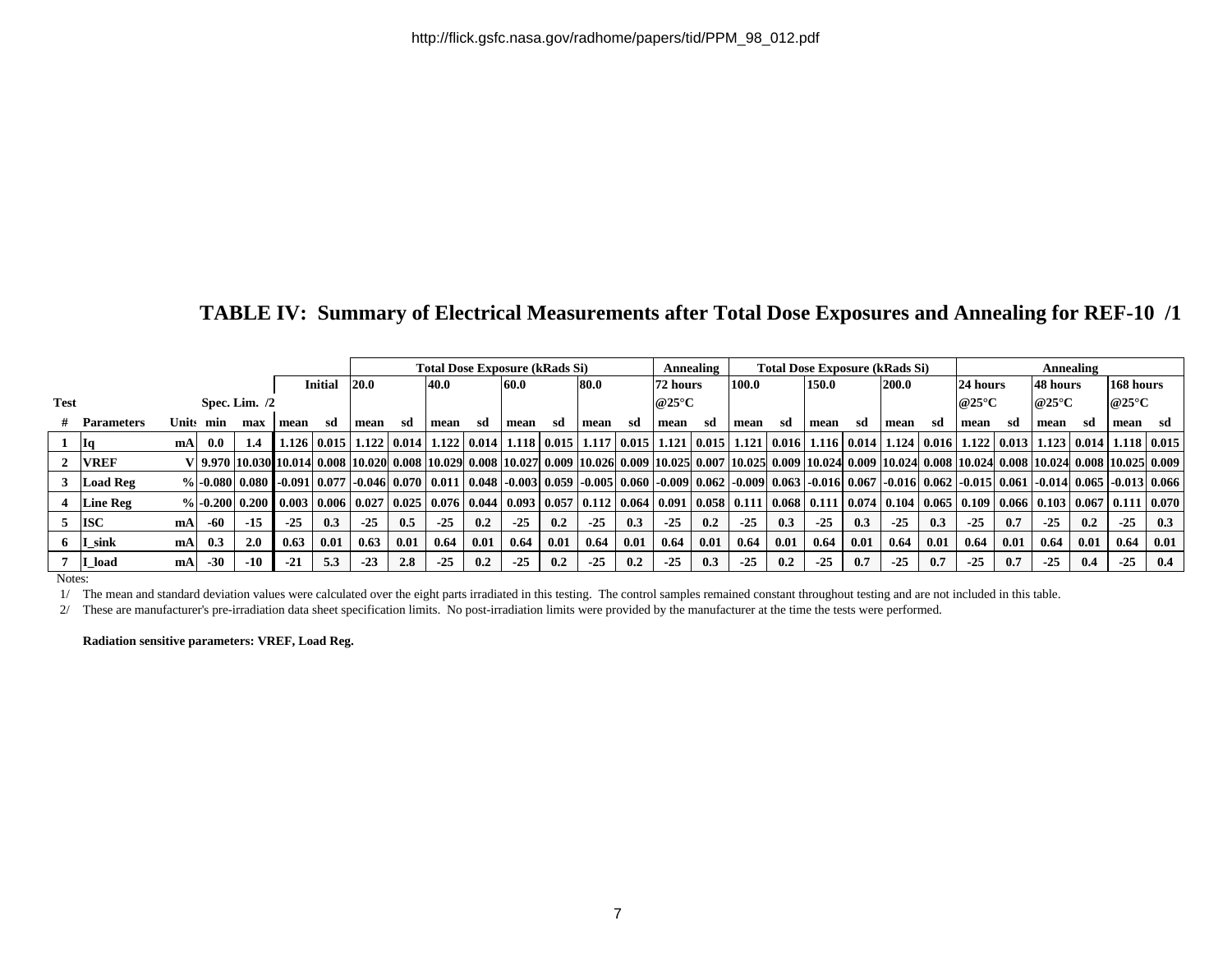http://flick.gsfc.nasa.gov/radhome/papers/tid/PPM_98_012.pdf

## TABLE IV: Summary of Electrical Measurements after Total Dose Exposures and Annealing for REF-10 /1

| Test # | Parameters | Units | Spec. Lim. /2 min | Spec. Lim. /2 max | Initial mean | Initial sd | Total Dose Exposure (kRads Si) 20.0 mean | sd | 40.0 mean | sd | 60.0 mean | sd | 80.0 mean | sd | Annealing 72 hours @25°C mean | sd | Total Dose Exposure (kRads Si) 100.0 mean | sd | 150.0 mean | sd | 200.0 mean | sd | Annealing 24 hours @25°C mean | sd | 48 hours @25°C mean | sd | 168 hours @25°C mean | sd |
|---|---|---|---|---|---|---|---|---|---|---|---|---|---|---|---|---|---|---|---|---|---|---|---|---|---|---|---|---|
| 1 | Iq | mA | 0.0 | 1.4 | 1.126 | 0.015 | 1.122 | 0.014 | 1.122 | 0.014 | 1.118 | 0.015 | 1.117 | 0.015 | 1.121 | 0.015 | 1.121 | 0.016 | 1.116 | 0.014 | 1.124 | 0.016 | 1.122 | 0.013 | 1.123 | 0.014 | 1.118 | 0.015 |
| 2 | VREF | V | 9.970 | 10.030 | 10.014 | 0.008 | 10.020 | 0.008 | 10.029 | 0.008 | 10.027 | 0.009 | 10.026 | 0.009 | 10.025 | 0.007 | 10.025 | 0.009 | 10.024 | 0.009 | 10.024 | 0.008 | 10.024 | 0.008 | 10.024 | 0.008 | 10.025 | 0.009 |
| 3 | Load Reg | % | -0.080 | 0.080 | -0.091 | 0.077 | -0.046 | 0.070 | 0.011 | 0.048 | -0.003 | 0.059 | -0.005 | 0.060 | -0.009 | 0.062 | -0.009 | 0.063 | -0.016 | 0.067 | -0.016 | 0.062 | -0.015 | 0.061 | -0.014 | 0.065 | -0.013 | 0.066 |
| 4 | Line Reg | % | -0.200 | 0.200 | 0.003 | 0.006 | 0.027 | 0.025 | 0.076 | 0.044 | 0.093 | 0.057 | 0.112 | 0.064 | 0.091 | 0.058 | 0.111 | 0.068 | 0.111 | 0.074 | 0.104 | 0.065 | 0.109 | 0.066 | 0.103 | 0.067 | 0.111 | 0.070 |
| 5 | ISC | mA | -60 | -15 | -25 | 0.3 | -25 | 0.5 | -25 | 0.2 | -25 | 0.2 | -25 | 0.3 | -25 | 0.2 | -25 | 0.3 | -25 | 0.3 | -25 | 0.3 | -25 | 0.7 | -25 | 0.2 | -25 | 0.3 |
| 6 | I_sink | mA | 0.3 | 2.0 | 0.63 | 0.01 | 0.63 | 0.01 | 0.64 | 0.01 | 0.64 | 0.01 | 0.64 | 0.01 | 0.64 | 0.01 | 0.64 | 0.01 | 0.64 | 0.01 | 0.64 | 0.01 | 0.64 | 0.01 | 0.64 | 0.01 | 0.64 | 0.01 |
| 7 | I_load | mA | -30 | -10 | -21 | 5.3 | -23 | 2.8 | -25 | 0.2 | -25 | 0.2 | -25 | 0.2 | -25 | 0.3 | -25 | 0.2 | -25 | 0.7 | -25 | 0.7 | -25 | 0.7 | -25 | 0.4 | -25 | 0.4 |

Notes:

1/ The mean and standard deviation values were calculated over the eight parts irradiated in this testing. The control samples remained constant throughout testing and are not included in this table.

2/ These are manufacturer's pre-irradiation data sheet specification limits. No post-irradiation limits were provided by the manufacturer at the time the tests were performed.

**Radiation sensitive parameters: VREF, Load Reg.**